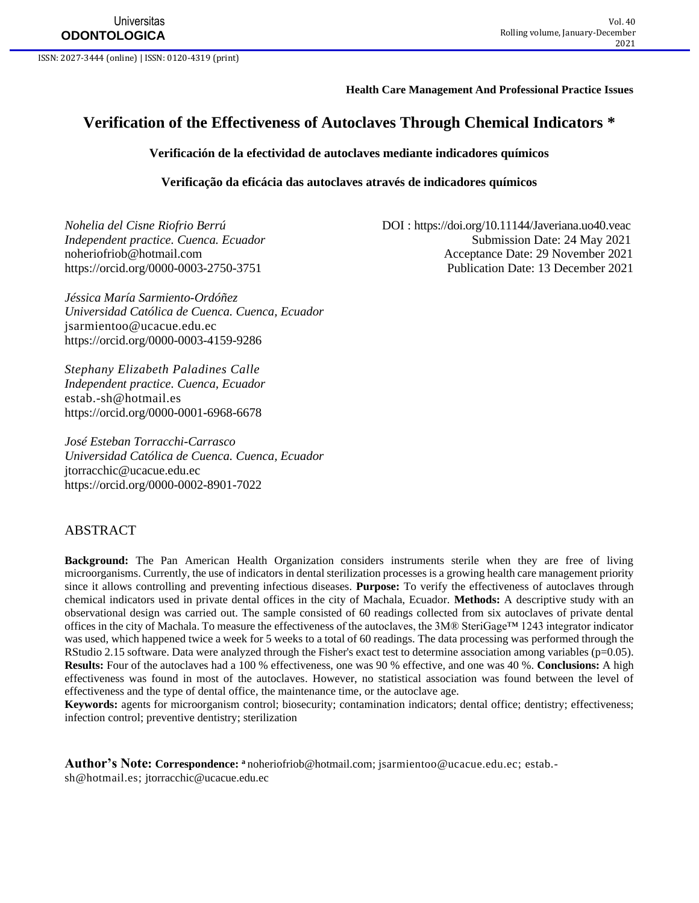**Health Care Management And Professional Practice Issues**

# Verification of the Effectiveness of Autoclaves Through Chemical Indicators *

## Verificación de la efectividad de autoclaves mediante indicadores químicos

## Verificação da eficácia das autoclaves através de indicadores químicos

*Nohelia del Cisne Riofrio Berrú*
*Independent practice. Cuenca. Ecuador*
noheriofriob@hotmail.com
https://orcid.org/0000-0003-2750-3751

DOI : https://doi.org/10.11144/Javeriana.uo40.veac
Submission Date: 24 May 2021
Acceptance Date: 29 November 2021
Publication Date: 13 December 2021

*Jéssica María Sarmiento-Ordóñez*
*Universidad Católica de Cuenca. Cuenca, Ecuador*
jsarmientoo@ucacue.edu.ec
https://orcid.org/0000-0003-4159-9286

*Stephany Elizabeth Paladines Calle*
*Independent practice. Cuenca, Ecuador*
estab.-sh@hotmail.es
https://orcid.org/0000-0001-6968-6678

*José Esteban Torracchi-Carrasco*
*Universidad Católica de Cuenca. Cuenca, Ecuador*
jtorracchic@ucacue.edu.ec
https://orcid.org/0000-0002-8901-7022

## ABSTRACT

**Background:** The Pan American Health Organization considers instruments sterile when they are free of living microorganisms. Currently, the use of indicators in dental sterilization processes is a growing health care management priority since it allows controlling and preventing infectious diseases. **Purpose:** To verify the effectiveness of autoclaves through chemical indicators used in private dental offices in the city of Machala, Ecuador. **Methods:** A descriptive study with an observational design was carried out. The sample consisted of 60 readings collected from six autoclaves of private dental offices in the city of Machala. To measure the effectiveness of the autoclaves, the 3M® SteriGage™ 1243 integrator indicator was used, which happened twice a week for 5 weeks to a total of 60 readings. The data processing was performed through the RStudio 2.15 software. Data were analyzed through the Fisher's exact test to determine association among variables (p=0.05). **Results:** Four of the autoclaves had a 100 % effectiveness, one was 90 % effective, and one was 40 %. **Conclusions:** A high effectiveness was found in most of the autoclaves. However, no statistical association was found between the level of effectiveness and the type of dental office, the maintenance time, or the autoclave age.

**Keywords:** agents for microorganism control; biosecurity; contamination indicators; dental office; dentistry; effectiveness; infection control; preventive dentistry; sterilization

**Author's Note: Correspondence:** [a] noheriofriob@hotmail.com; jsarmientoo@ucacue.edu.ec; estab.-sh@hotmail.es; jtorracchic@ucacue.edu.ec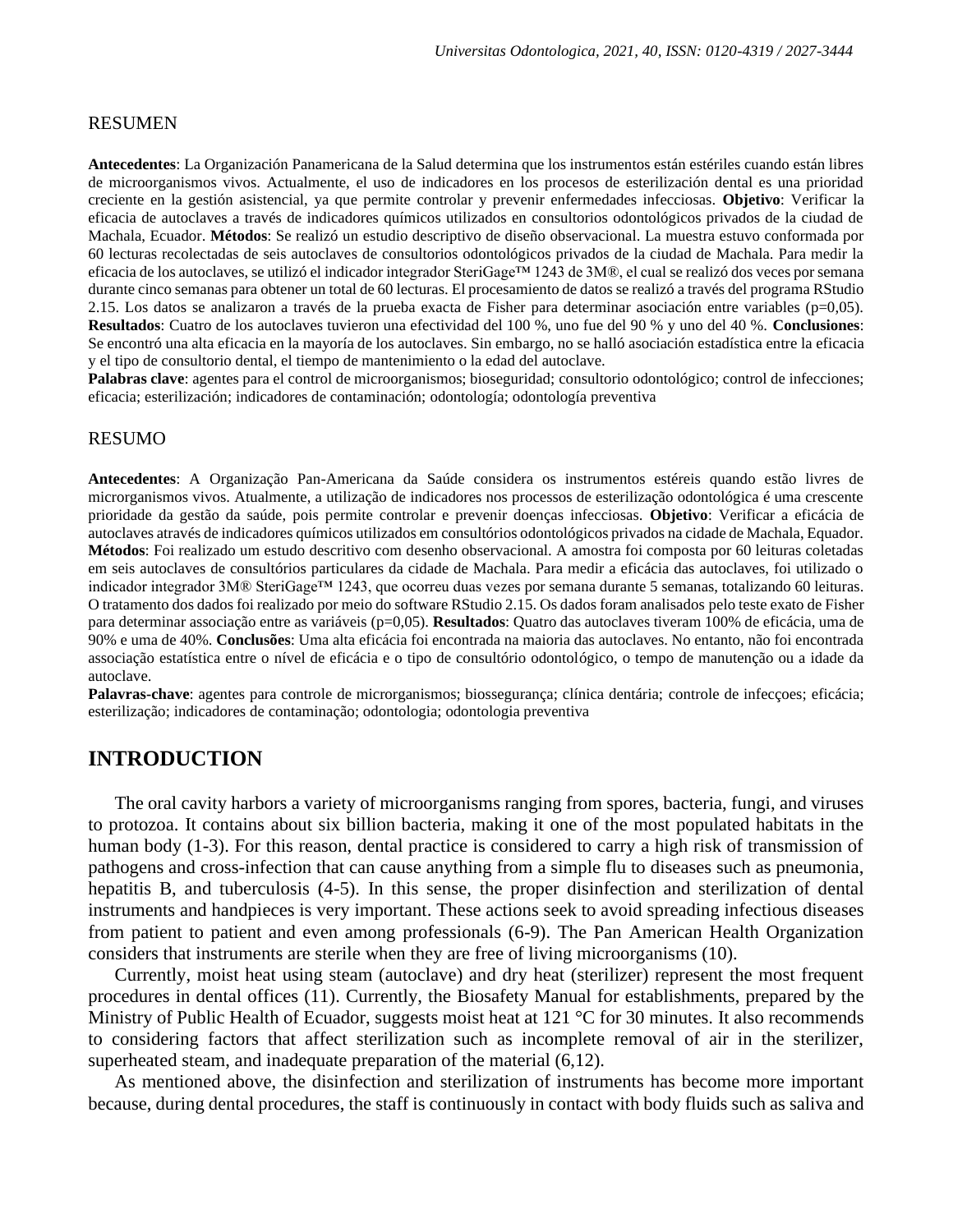RESUMEN

**Antecedentes**: La Organización Panamericana de la Salud determina que los instrumentos están estériles cuando están libres de microorganismos vivos. Actualmente, el uso de indicadores en los procesos de esterilización dental es una prioridad creciente en la gestión asistencial, ya que permite controlar y prevenir enfermedades infecciosas. **Objetivo**: Verificar la eficacia de autoclaves a través de indicadores químicos utilizados en consultorios odontológicos privados de la ciudad de Machala, Ecuador. **Métodos**: Se realizó un estudio descriptivo de diseño observacional. La muestra estuvo conformada por 60 lecturas recolectadas de seis autoclaves de consultorios odontológicos privados de la ciudad de Machala. Para medir la eficacia de los autoclaves, se utilizó el indicador integrador SteriGage™ 1243 de 3M®, el cual se realizó dos veces por semana durante cinco semanas para obtener un total de 60 lecturas. El procesamiento de datos se realizó a través del programa RStudio 2.15. Los datos se analizaron a través de la prueba exacta de Fisher para determinar asociación entre variables (p=0,05). **Resultados**: Cuatro de los autoclaves tuvieron una efectividad del 100 %, uno fue del 90 % y uno del 40 %. **Conclusiones**: Se encontró una alta eficacia en la mayoría de los autoclaves. Sin embargo, no se halló asociación estadística entre la eficacia y el tipo de consultorio dental, el tiempo de mantenimiento o la edad del autoclave.
**Palabras clave**: agentes para el control de microorganismos; bioseguridad; consultorio odontológico; control de infecciones; eficacia; esterilización; indicadores de contaminación; odontología; odontología preventiva

RESUMO

**Antecedentes**: A Organização Pan-Americana da Saúde considera os instrumentos estéreis quando estão livres de microrganismos vivos. Atualmente, a utilização de indicadores nos processos de esterilização odontológica é uma crescente prioridade da gestão da saúde, pois permite controlar e prevenir doenças infecciosas. **Objetivo**: Verificar a eficácia de autoclaves através de indicadores químicos utilizados em consultórios odontológicos privados na cidade de Machala, Equador. **Métodos**: Foi realizado um estudo descritivo com desenho observacional. A amostra foi composta por 60 leituras coletadas em seis autoclaves de consultórios particulares da cidade de Machala. Para medir a eficácia das autoclaves, foi utilizado o indicador integrador 3M® SteriGage™ 1243, que ocorreu duas vezes por semana durante 5 semanas, totalizando 60 leituras. O tratamento dos dados foi realizado por meio do software RStudio 2.15. Os dados foram analisados pelo teste exato de Fisher para determinar associação entre as variáveis (p=0,05). **Resultados**: Quatro das autoclaves tiveram 100% de eficácia, uma de 90% e uma de 40%. **Conclusões**: Uma alta eficácia foi encontrada na maioria das autoclaves. No entanto, não foi encontrada associação estatística entre o nível de eficácia e o tipo de consultório odontológico, o tempo de manutenção ou a idade da autoclave.
**Palavras-chave**: agentes para controle de microrganismos; biossegurança; clínica dentária; controle de infecçoes; eficácia; esterilização; indicadores de contaminação; odontologia; odontologia preventiva

## INTRODUCTION

The oral cavity harbors a variety of microorganisms ranging from spores, bacteria, fungi, and viruses to protozoa. It contains about six billion bacteria, making it one of the most populated habitats in the human body (1-3). For this reason, dental practice is considered to carry a high risk of transmission of pathogens and cross-infection that can cause anything from a simple flu to diseases such as pneumonia, hepatitis B, and tuberculosis (4-5). In this sense, the proper disinfection and sterilization of dental instruments and handpieces is very important. These actions seek to avoid spreading infectious diseases from patient to patient and even among professionals (6-9). The Pan American Health Organization considers that instruments are sterile when they are free of living microorganisms (10).

Currently, moist heat using steam (autoclave) and dry heat (sterilizer) represent the most frequent procedures in dental offices (11). Currently, the Biosafety Manual for establishments, prepared by the Ministry of Public Health of Ecuador, suggests moist heat at 121 °C for 30 minutes. It also recommends to considering factors that affect sterilization such as incomplete removal of air in the sterilizer, superheated steam, and inadequate preparation of the material (6,12).

As mentioned above, the disinfection and sterilization of instruments has become more important because, during dental procedures, the staff is continuously in contact with body fluids such as saliva and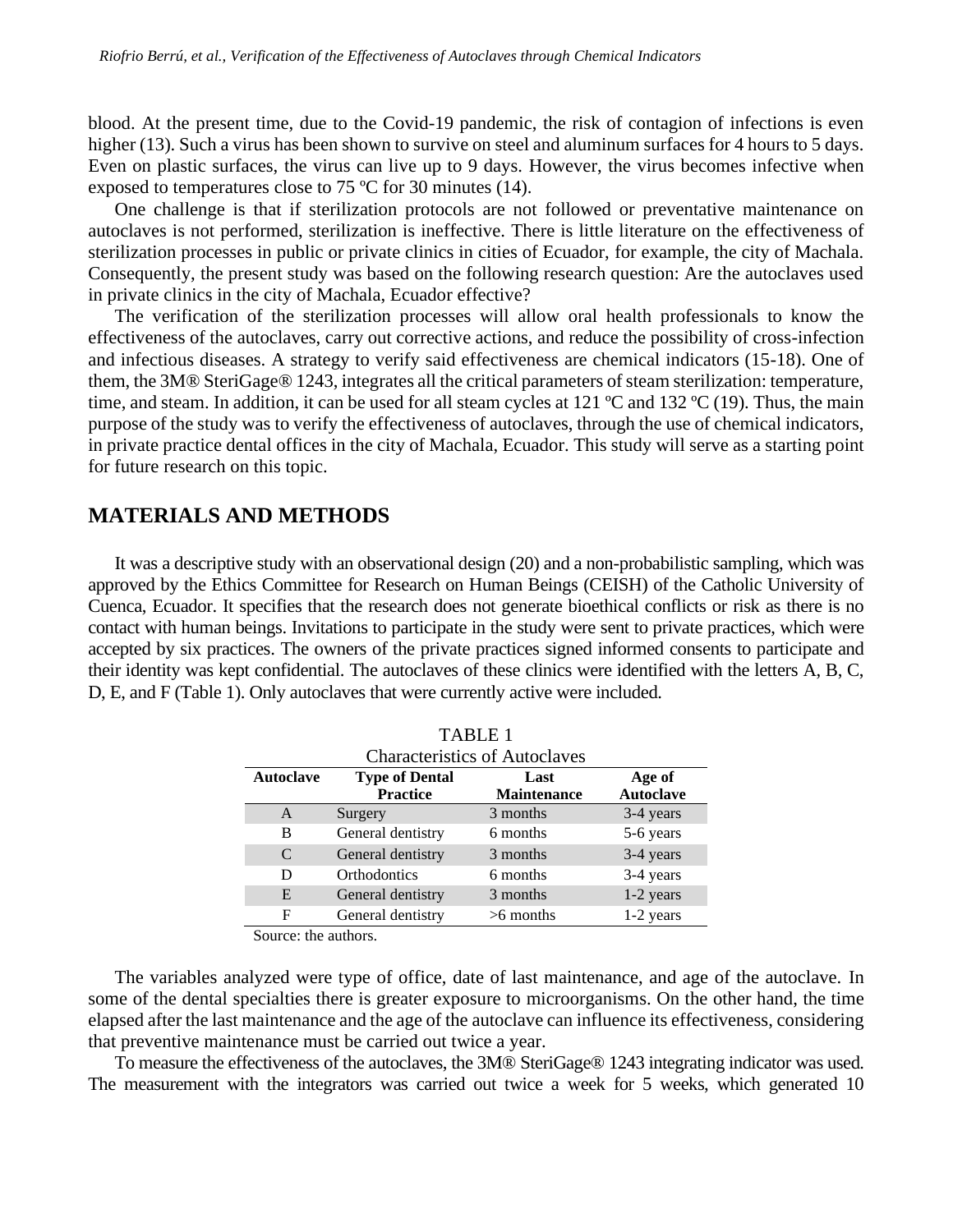blood. At the present time, due to the Covid-19 pandemic, the risk of contagion of infections is even higher (13). Such a virus has been shown to survive on steel and aluminum surfaces for 4 hours to 5 days. Even on plastic surfaces, the virus can live up to 9 days. However, the virus becomes infective when exposed to temperatures close to 75 ºC for 30 minutes (14).

One challenge is that if sterilization protocols are not followed or preventative maintenance on autoclaves is not performed, sterilization is ineffective. There is little literature on the effectiveness of sterilization processes in public or private clinics in cities of Ecuador, for example, the city of Machala. Consequently, the present study was based on the following research question: Are the autoclaves used in private clinics in the city of Machala, Ecuador effective?

The verification of the sterilization processes will allow oral health professionals to know the effectiveness of the autoclaves, carry out corrective actions, and reduce the possibility of cross-infection and infectious diseases. A strategy to verify said effectiveness are chemical indicators (15-18). One of them, the 3M® SteriGage® 1243, integrates all the critical parameters of steam sterilization: temperature, time, and steam. In addition, it can be used for all steam cycles at 121 ºC and 132 ºC (19). Thus, the main purpose of the study was to verify the effectiveness of autoclaves, through the use of chemical indicators, in private practice dental offices in the city of Machala, Ecuador. This study will serve as a starting point for future research on this topic.

## MATERIALS AND METHODS

It was a descriptive study with an observational design (20) and a non-probabilistic sampling, which was approved by the Ethics Committee for Research on Human Beings (CEISH) of the Catholic University of Cuenca, Ecuador. It specifies that the research does not generate bioethical conflicts or risk as there is no contact with human beings. Invitations to participate in the study were sent to private practices, which were accepted by six practices. The owners of the private practices signed informed consents to participate and their identity was kept confidential. The autoclaves of these clinics were identified with the letters A, B, C, D, E, and F (Table 1). Only autoclaves that were currently active were included.

TABLE 1
Characteristics of Autoclaves

| Autoclave | Type of Dental Practice | Last Maintenance | Age of Autoclave |
|---|---|---|---|
| A | Surgery | 3 months | 3-4 years |
| B | General dentistry | 6 months | 5-6 years |
| C | General dentistry | 3 months | 3-4 years |
| D | Orthodontics | 6 months | 3-4 years |
| E | General dentistry | 3 months | 1-2 years |
| F | General dentistry | >6 months | 1-2 years |

Source: the authors.

The variables analyzed were type of office, date of last maintenance, and age of the autoclave. In some of the dental specialties there is greater exposure to microorganisms. On the other hand, the time elapsed after the last maintenance and the age of the autoclave can influence its effectiveness, considering that preventive maintenance must be carried out twice a year.

To measure the effectiveness of the autoclaves, the 3M® SteriGage® 1243 integrating indicator was used. The measurement with the integrators was carried out twice a week for 5 weeks, which generated 10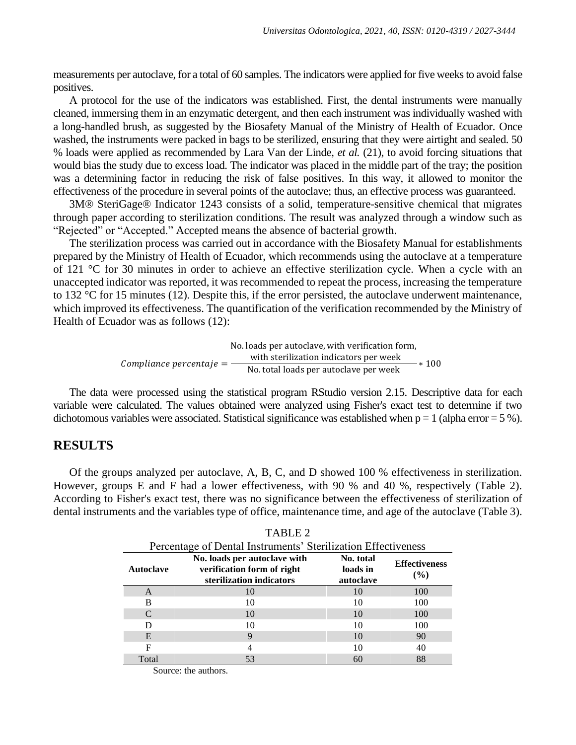measurements per autoclave, for a total of 60 samples. The indicators were applied for five weeks to avoid false positives.

A protocol for the use of the indicators was established. First, the dental instruments were manually cleaned, immersing them in an enzymatic detergent, and then each instrument was individually washed with a long-handled brush, as suggested by the Biosafety Manual of the Ministry of Health of Ecuador. Once washed, the instruments were packed in bags to be sterilized, ensuring that they were airtight and sealed. 50 % loads were applied as recommended by Lara Van der Linde, *et al.* (21), to avoid forcing situations that would bias the study due to excess load. The indicator was placed in the middle part of the tray; the position was a determining factor in reducing the risk of false positives. In this way, it allowed to monitor the effectiveness of the procedure in several points of the autoclave; thus, an effective process was guaranteed.

3M® SteriGage® Indicator 1243 consists of a solid, temperature-sensitive chemical that migrates through paper according to sterilization conditions. The result was analyzed through a window such as "Rejected" or "Accepted." Accepted means the absence of bacterial growth.

The sterilization process was carried out in accordance with the Biosafety Manual for establishments prepared by the Ministry of Health of Ecuador, which recommends using the autoclave at a temperature of 121 °C for 30 minutes in order to achieve an effective sterilization cycle. When a cycle with an unaccepted indicator was reported, it was recommended to repeat the process, increasing the temperature to 132 °C for 15 minutes (12). Despite this, if the error persisted, the autoclave underwent maintenance, which improved its effectiveness. The quantification of the verification recommended by the Ministry of Health of Ecuador was as follows (12):

$$Compliance\ percentaje = \frac{\text{No. loads per autoclave, with verification form, with sterilization indicators per week}}{\text{No. total loads per autoclave per week}} * 100$$

The data were processed using the statistical program RStudio version 2.15. Descriptive data for each variable were calculated. The values obtained were analyzed using Fisher's exact test to determine if two dichotomous variables were associated. Statistical significance was established when $p = 1$ (alpha error = 5 %).

## RESULTS

Of the groups analyzed per autoclave, A, B, C, and D showed 100 % effectiveness in sterilization. However, groups E and F had a lower effectiveness, with 90 % and 40 %, respectively (Table 2). According to Fisher's exact test, there was no significance between the effectiveness of sterilization of dental instruments and the variables type of office, maintenance time, and age of the autoclave (Table 3).

TABLE 2
Percentage of Dental Instruments' Sterilization Effectiveness

| Autoclave | No. loads per autoclave with verification form of right sterilization indicators | No. total loads in autoclave | Effectiveness (%) |
|---|---|---|---|
| A | 10 | 10 | 100 |
| B | 10 | 10 | 100 |
| C | 10 | 10 | 100 |
| D | 10 | 10 | 100 |
| E | 9 | 10 | 90 |
| F | 4 | 10 | 40 |
| Total | 53 | 60 | 88 |

Source: the authors.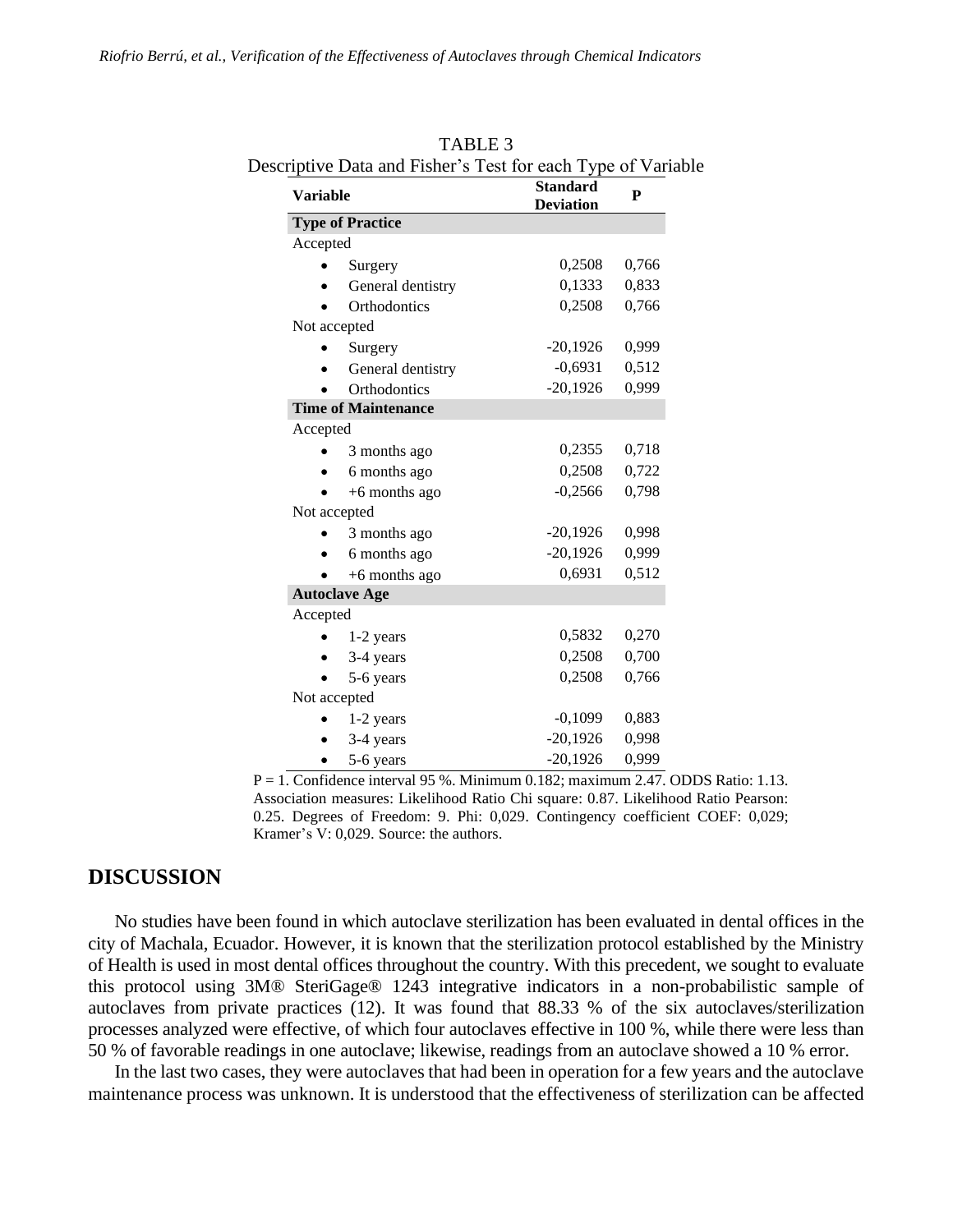TABLE 3

Descriptive Data and Fisher's Test for each Type of Variable

| Variable | Standard Deviation | P |
|---|---|---|
| **Type of Practice** | | |
| Accepted | | |
| • Surgery | 0,2508 | 0,766 |
| • General dentistry | 0,1333 | 0,833 |
| • Orthodontics | 0,2508 | 0,766 |
| Not accepted | | |
| • Surgery | -20,1926 | 0,999 |
| • General dentistry | -0,6931 | 0,512 |
| • Orthodontics | -20,1926 | 0,999 |
| **Time of Maintenance** | | |
| Accepted | | |
| • 3 months ago | 0,2355 | 0,718 |
| • 6 months ago | 0,2508 | 0,722 |
| • +6 months ago | -0,2566 | 0,798 |
| Not accepted | | |
| • 3 months ago | -20,1926 | 0,998 |
| • 6 months ago | -20,1926 | 0,999 |
| • +6 months ago | 0,6931 | 0,512 |
| **Autoclave Age** | | |
| Accepted | | |
| • 1-2 years | 0,5832 | 0,270 |
| • 3-4 years | 0,2508 | 0,700 |
| • 5-6 years | 0,2508 | 0,766 |
| Not accepted | | |
| • 1-2 years | -0,1099 | 0,883 |
| • 3-4 years | -20,1926 | 0,998 |
| • 5-6 years | -20,1926 | 0,999 |

P = 1. Confidence interval 95 %. Minimum 0.182; maximum 2.47. ODDS Ratio: 1.13. Association measures: Likelihood Ratio Chi square: 0.87. Likelihood Ratio Pearson: 0.25. Degrees of Freedom: 9. Phi: 0,029. Contingency coefficient COEF: 0,029; Kramer's V: 0,029. Source: the authors.

## DISCUSSION

No studies have been found in which autoclave sterilization has been evaluated in dental offices in the city of Machala, Ecuador. However, it is known that the sterilization protocol established by the Ministry of Health is used in most dental offices throughout the country. With this precedent, we sought to evaluate this protocol using 3M® SteriGage® 1243 integrative indicators in a non-probabilistic sample of autoclaves from private practices (12). It was found that 88.33 % of the six autoclaves/sterilization processes analyzed were effective, of which four autoclaves effective in 100 %, while there were less than 50 % of favorable readings in one autoclave; likewise, readings from an autoclave showed a 10 % error.

In the last two cases, they were autoclaves that had been in operation for a few years and the autoclave maintenance process was unknown. It is understood that the effectiveness of sterilization can be affected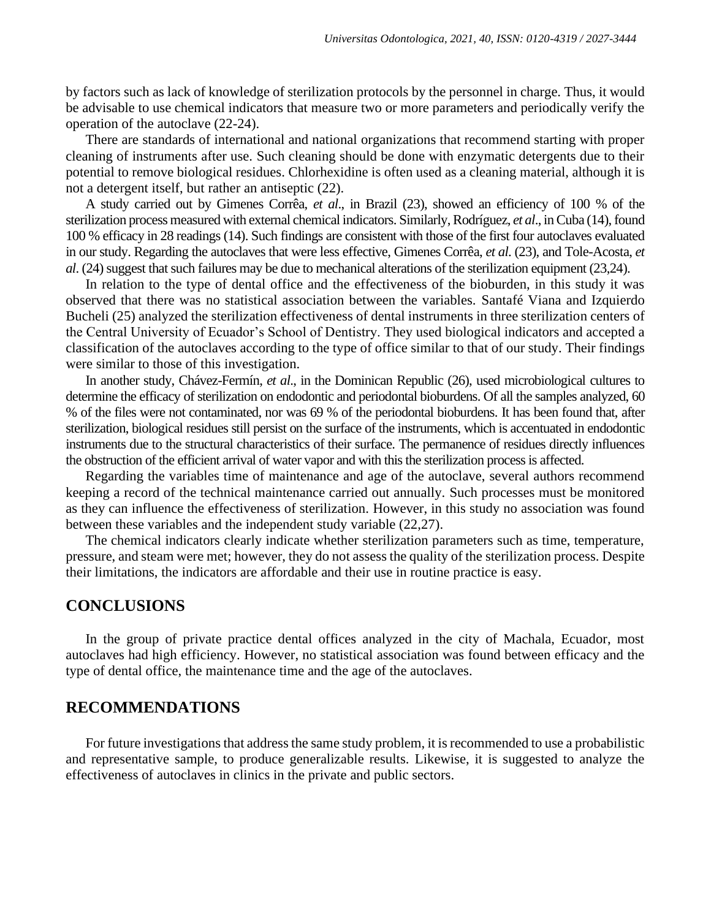by factors such as lack of knowledge of sterilization protocols by the personnel in charge. Thus, it would be advisable to use chemical indicators that measure two or more parameters and periodically verify the operation of the autoclave (22-24).

There are standards of international and national organizations that recommend starting with proper cleaning of instruments after use. Such cleaning should be done with enzymatic detergents due to their potential to remove biological residues. Chlorhexidine is often used as a cleaning material, although it is not a detergent itself, but rather an antiseptic (22).

A study carried out by Gimenes Corrêa, *et al*., in Brazil (23), showed an efficiency of 100 % of the sterilization process measured with external chemical indicators. Similarly, Rodríguez, *et al*., in Cuba (14), found 100 % efficacy in 28 readings (14). Such findings are consistent with those of the first four autoclaves evaluated in our study. Regarding the autoclaves that were less effective, Gimenes Corrêa, *et al.* (23), and Tole-Acosta, *et al.* (24) suggest that such failures may be due to mechanical alterations of the sterilization equipment (23,24).

In relation to the type of dental office and the effectiveness of the bioburden, in this study it was observed that there was no statistical association between the variables. Santafé Viana and Izquierdo Bucheli (25) analyzed the sterilization effectiveness of dental instruments in three sterilization centers of the Central University of Ecuador's School of Dentistry. They used biological indicators and accepted a classification of the autoclaves according to the type of office similar to that of our study. Their findings were similar to those of this investigation.

In another study, Chávez-Fermín, *et al*., in the Dominican Republic (26), used microbiological cultures to determine the efficacy of sterilization on endodontic and periodontal bioburdens. Of all the samples analyzed, 60 % of the files were not contaminated, nor was 69 % of the periodontal bioburdens. It has been found that, after sterilization, biological residues still persist on the surface of the instruments, which is accentuated in endodontic instruments due to the structural characteristics of their surface. The permanence of residues directly influences the obstruction of the efficient arrival of water vapor and with this the sterilization process is affected.

Regarding the variables time of maintenance and age of the autoclave, several authors recommend keeping a record of the technical maintenance carried out annually. Such processes must be monitored as they can influence the effectiveness of sterilization. However, in this study no association was found between these variables and the independent study variable (22,27).

The chemical indicators clearly indicate whether sterilization parameters such as time, temperature, pressure, and steam were met; however, they do not assess the quality of the sterilization process. Despite their limitations, the indicators are affordable and their use in routine practice is easy.

## CONCLUSIONS

In the group of private practice dental offices analyzed in the city of Machala, Ecuador, most autoclaves had high efficiency. However, no statistical association was found between efficacy and the type of dental office, the maintenance time and the age of the autoclaves.

## RECOMMENDATIONS

For future investigations that address the same study problem, it is recommended to use a probabilistic and representative sample, to produce generalizable results. Likewise, it is suggested to analyze the effectiveness of autoclaves in clinics in the private and public sectors.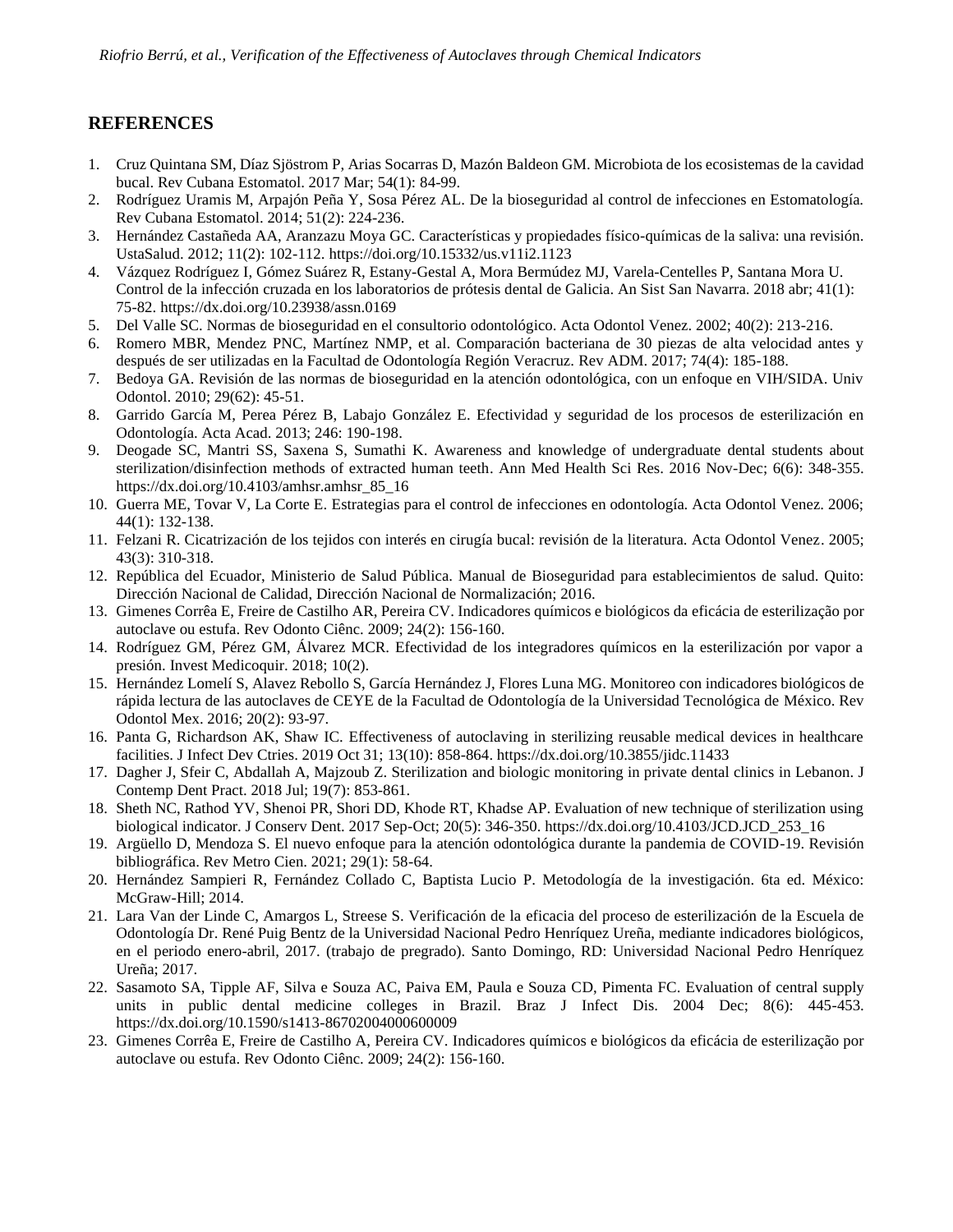## REFERENCES

1. Cruz Quintana SM, Díaz Sjöstrom P, Arias Socarras D, Mazón Baldeon GM. Microbiota de los ecosistemas de la cavidad bucal. Rev Cubana Estomatol. 2017 Mar; 54(1): 84-99.
2. Rodríguez Uramis M, Arpajón Peña Y, Sosa Pérez AL. De la bioseguridad al control de infecciones en Estomatología. Rev Cubana Estomatol. 2014; 51(2): 224-236.
3. Hernández Castañeda AA, Aranzazu Moya GC. Características y propiedades físico-químicas de la saliva: una revisión. UstaSalud. 2012; 11(2): 102-112. https://doi.org/10.15332/us.v11i2.1123
4. Vázquez Rodríguez I, Gómez Suárez R, Estany-Gestal A, Mora Bermúdez MJ, Varela-Centelles P, Santana Mora U. Control de la infección cruzada en los laboratorios de prótesis dental de Galicia. An Sist San Navarra. 2018 abr; 41(1): 75-82. https://dx.doi.org/10.23938/assn.0169
5. Del Valle SC. Normas de bioseguridad en el consultorio odontológico. Acta Odontol Venez. 2002; 40(2): 213-216.
6. Romero MBR, Mendez PNC, Martínez NMP, et al. Comparación bacteriana de 30 piezas de alta velocidad antes y después de ser utilizadas en la Facultad de Odontología Región Veracruz. Rev ADM. 2017; 74(4): 185-188.
7. Bedoya GA. Revisión de las normas de bioseguridad en la atención odontológica, con un enfoque en VIH/SIDA. Univ Odontol. 2010; 29(62): 45-51.
8. Garrido García M, Perea Pérez B, Labajo González E. Efectividad y seguridad de los procesos de esterilización en Odontología. Acta Acad. 2013; 246: 190-198.
9. Deogade SC, Mantri SS, Saxena S, Sumathi K. Awareness and knowledge of undergraduate dental students about sterilization/disinfection methods of extracted human teeth. Ann Med Health Sci Res. 2016 Nov-Dec; 6(6): 348-355. https://dx.doi.org/10.4103/amhsr.amhsr_85_16
10. Guerra ME, Tovar V, La Corte E. Estrategias para el control de infecciones en odontología. Acta Odontol Venez. 2006; 44(1): 132-138.
11. Felzani R. Cicatrización de los tejidos con interés en cirugía bucal: revisión de la literatura. Acta Odontol Venez. 2005; 43(3): 310-318.
12. República del Ecuador, Ministerio de Salud Pública. Manual de Bioseguridad para establecimientos de salud. Quito: Dirección Nacional de Calidad, Dirección Nacional de Normalización; 2016.
13. Gimenes Corrêa E, Freire de Castilho AR, Pereira CV. Indicadores químicos e biológicos da eficácia de esterilização por autoclave ou estufa. Rev Odonto Ciênc. 2009; 24(2): 156-160.
14. Rodríguez GM, Pérez GM, Álvarez MCR. Efectividad de los integradores químicos en la esterilización por vapor a presión. Invest Medicoquir. 2018; 10(2).
15. Hernández Lomelí S, Alavez Rebollo S, García Hernández J, Flores Luna MG. Monitoreo con indicadores biológicos de rápida lectura de las autoclaves de CEYE de la Facultad de Odontología de la Universidad Tecnológica de México. Rev Odontol Mex. 2016; 20(2): 93-97.
16. Panta G, Richardson AK, Shaw IC. Effectiveness of autoclaving in sterilizing reusable medical devices in healthcare facilities. J Infect Dev Ctries. 2019 Oct 31; 13(10): 858-864. https://dx.doi.org/10.3855/jidc.11433
17. Dagher J, Sfeir C, Abdallah A, Majzoub Z. Sterilization and biologic monitoring in private dental clinics in Lebanon. J Contemp Dent Pract. 2018 Jul; 19(7): 853-861.
18. Sheth NC, Rathod YV, Shenoi PR, Shori DD, Khode RT, Khadse AP. Evaluation of new technique of sterilization using biological indicator. J Conserv Dent. 2017 Sep-Oct; 20(5): 346-350. https://dx.doi.org/10.4103/JCD.JCD_253_16
19. Argüello D, Mendoza S. El nuevo enfoque para la atención odontológica durante la pandemia de COVID-19. Revisión bibliográfica. Rev Metro Cien. 2021; 29(1): 58-64.
20. Hernández Sampieri R, Fernández Collado C, Baptista Lucio P. Metodología de la investigación. 6ta ed. México: McGraw-Hill; 2014.
21. Lara Van der Linde C, Amargos L, Streese S. Verificación de la eficacia del proceso de esterilización de la Escuela de Odontología Dr. René Puig Bentz de la Universidad Nacional Pedro Henríquez Ureña, mediante indicadores biológicos, en el periodo enero-abril, 2017. (trabajo de pregrado). Santo Domingo, RD: Universidad Nacional Pedro Henríquez Ureña; 2017.
22. Sasamoto SA, Tipple AF, Silva e Souza AC, Paiva EM, Paula e Souza CD, Pimenta FC. Evaluation of central supply units in public dental medicine colleges in Brazil. Braz J Infect Dis. 2004 Dec; 8(6): 445-453. https://dx.doi.org/10.1590/s1413-86702004000600009
23. Gimenes Corrêa E, Freire de Castilho A, Pereira CV. Indicadores químicos e biológicos da eficácia de esterilização por autoclave ou estufa. Rev Odonto Ciênc. 2009; 24(2): 156-160.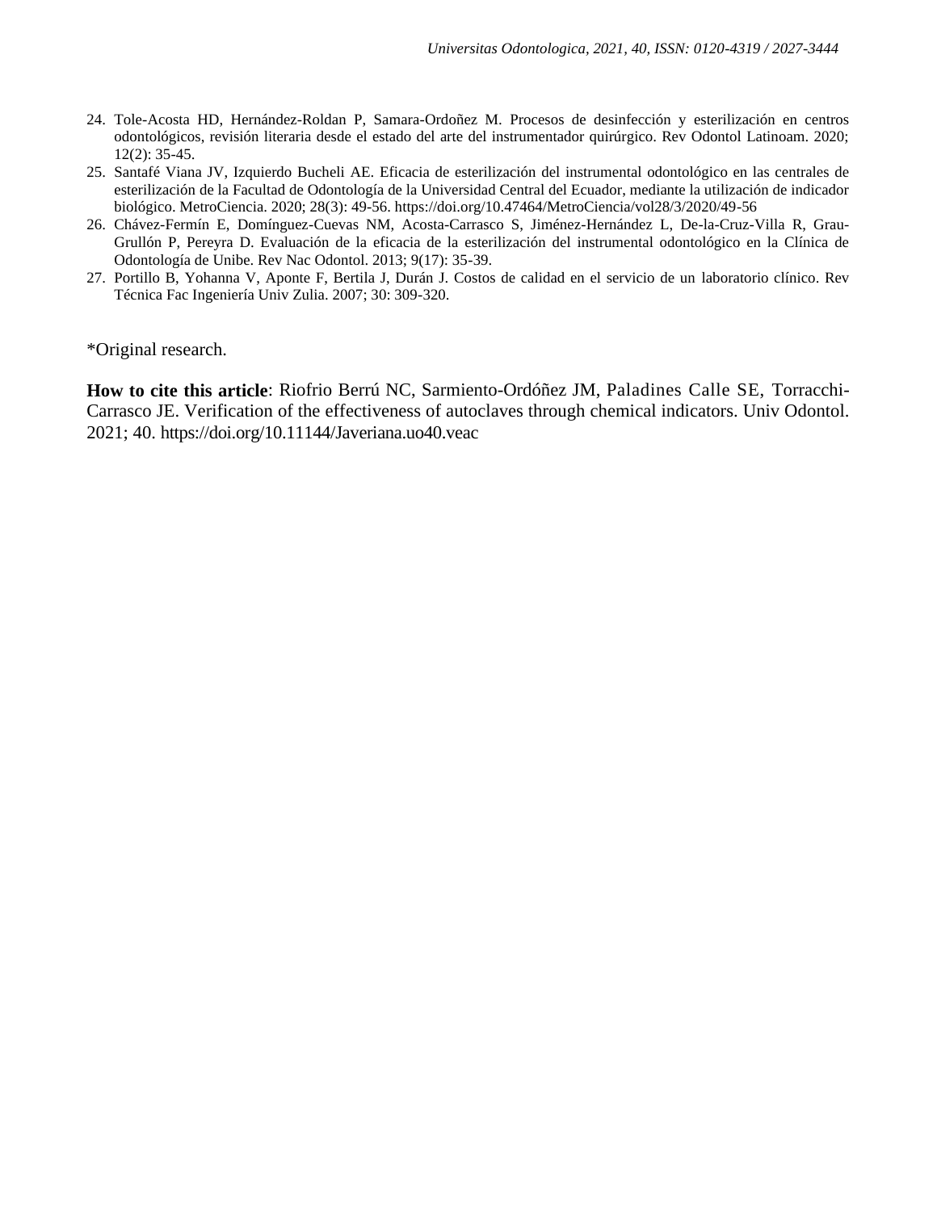24. Tole-Acosta HD, Hernández-Roldan P, Samara-Ordoñez M. Procesos de desinfección y esterilización en centros odontológicos, revisión literaria desde el estado del arte del instrumentador quirúrgico. Rev Odontol Latinoam. 2020; 12(2): 35-45.
25. Santafé Viana JV, Izquierdo Bucheli AE. Eficacia de esterilización del instrumental odontológico en las centrales de esterilización de la Facultad de Odontología de la Universidad Central del Ecuador, mediante la utilización de indicador biológico. MetroCiencia. 2020; 28(3): 49-56. https://doi.org/10.47464/MetroCiencia/vol28/3/2020/49-56
26. Chávez-Fermín E, Domínguez-Cuevas NM, Acosta-Carrasco S, Jiménez-Hernández L, De-la-Cruz-Villa R, Grau-Grullón P, Pereyra D. Evaluación de la eficacia de la esterilización del instrumental odontológico en la Clínica de Odontología de Unibe. Rev Nac Odontol. 2013; 9(17): 35-39.
27. Portillo B, Yohanna V, Aponte F, Bertila J, Durán J. Costos de calidad en el servicio de un laboratorio clínico. Rev Técnica Fac Ingeniería Univ Zulia. 2007; 30: 309-320.

*Original research.

**How to cite this article**: Riofrio Berrú NC, Sarmiento-Ordóñez JM, Paladines Calle SE, Torracchi-Carrasco JE. Verification of the effectiveness of autoclaves through chemical indicators. Univ Odontol. 2021; 40. https://doi.org/10.11144/Javeriana.uo40.veac